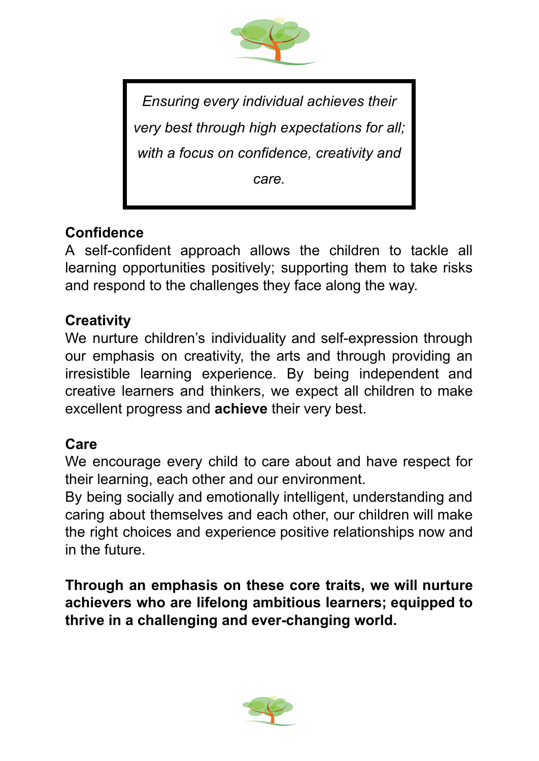*Ensuring every individual achieves their very best through high expectations for all; with a focus on confidence, creativity and care.*

## Confidence

A self-confident approach allows the children to tackle all learning opportunities positively; supporting them to take risks and respond to the challenges they face along the way.

## Creativity

We nurture children's individuality and self-expression through our emphasis on creativity, the arts and through providing an irresistible learning experience. By being independent and creative learners and thinkers, we expect all children to make excellent progress and **achieve** their very best.

## Care

We encourage every child to care about and have respect for their learning, each other and our environment.
By being socially and emotionally intelligent, understanding and caring about themselves and each other, our children will make the right choices and experience positive relationships now and in the future.

**Through an emphasis on these core traits, we will nurture achievers who are lifelong ambitious learners; equipped to thrive in a challenging and ever-changing world.**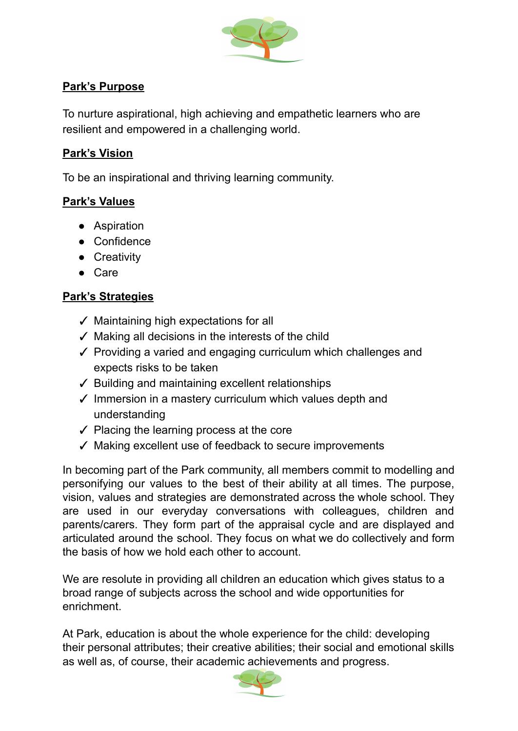## Park's Purpose

To nurture aspirational, high achieving and empathetic learners who are resilient and empowered in a challenging world.

## Park's Vision

To be an inspirational and thriving learning community.

## Park's Values

- Aspiration
- Confidence
- Creativity
- Care

## Park's Strategies

- ✓ Maintaining high expectations for all
- ✓ Making all decisions in the interests of the child
- ✓ Providing a varied and engaging curriculum which challenges and expects risks to be taken
- ✓ Building and maintaining excellent relationships
- ✓ Immersion in a mastery curriculum which values depth and understanding
- ✓ Placing the learning process at the core
- ✓ Making excellent use of feedback to secure improvements

In becoming part of the Park community, all members commit to modelling and personifying our values to the best of their ability at all times. The purpose, vision, values and strategies are demonstrated across the whole school. They are used in our everyday conversations with colleagues, children and parents/carers. They form part of the appraisal cycle and are displayed and articulated around the school. They focus on what we do collectively and form the basis of how we hold each other to account.

We are resolute in providing all children an education which gives status to a broad range of subjects across the school and wide opportunities for enrichment.

At Park, education is about the whole experience for the child: developing their personal attributes; their creative abilities; their social and emotional skills as well as, of course, their academic achievements and progress.